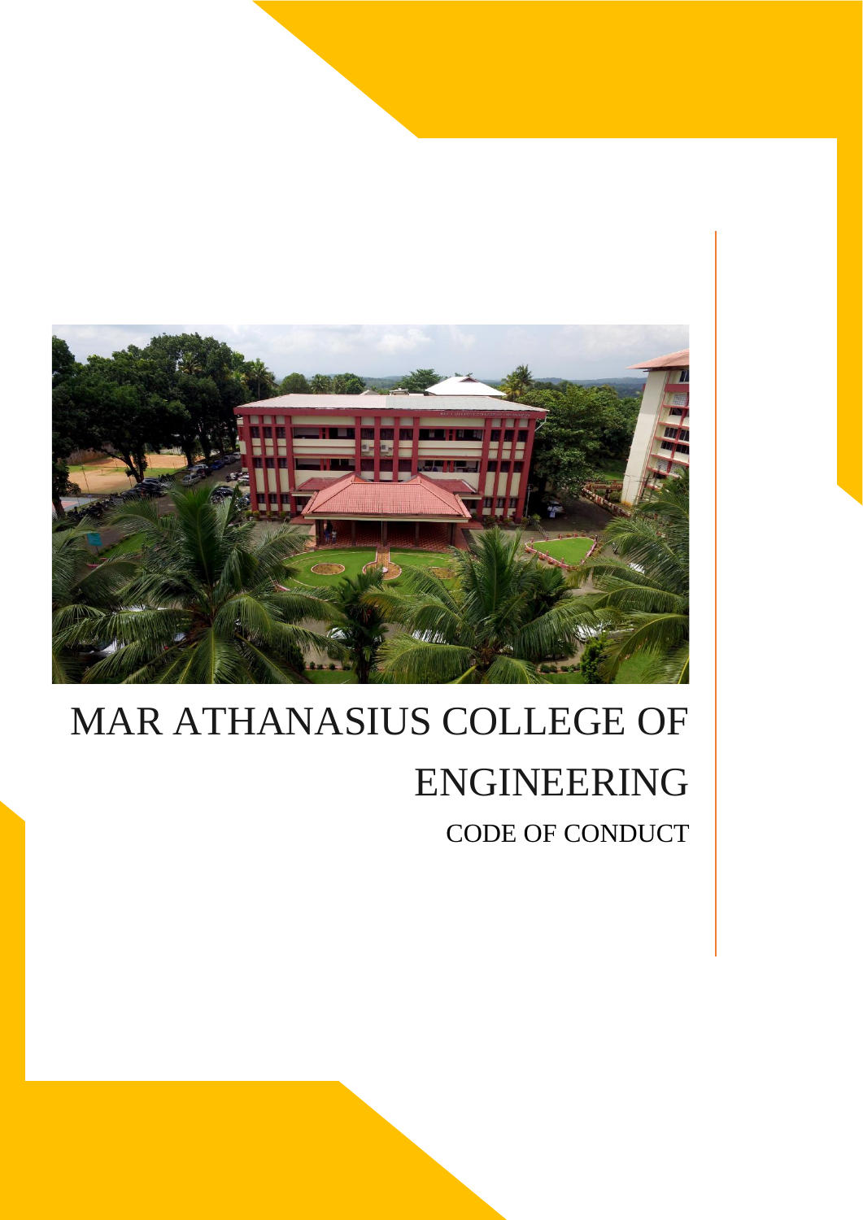# MAR ATHANASIUS COLLEGE OF ENGINEERING

## CODE OF CONDUCT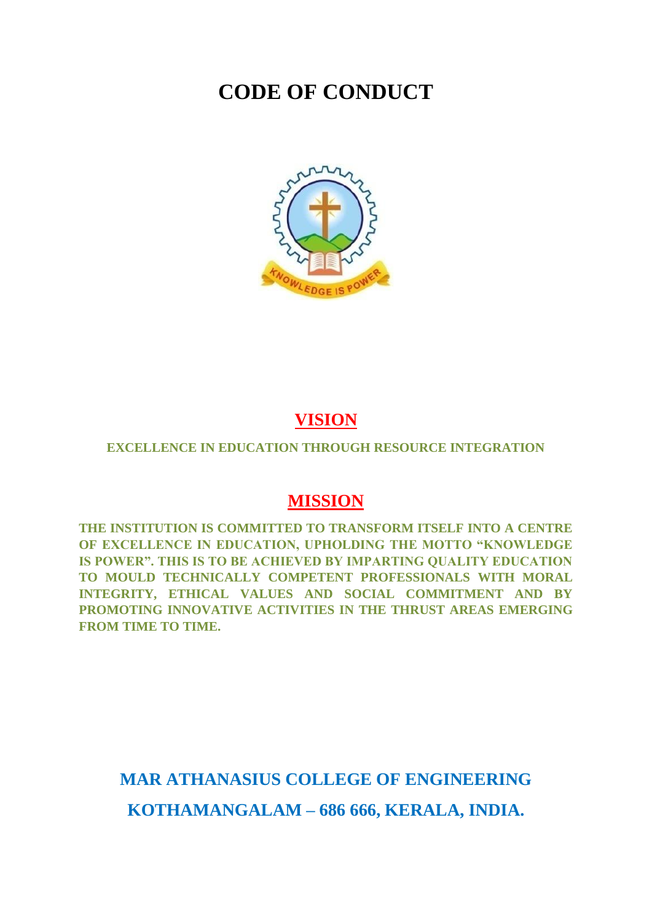# CODE OF CONDUCT

## VISION

**EXCELLENCE IN EDUCATION THROUGH RESOURCE INTEGRATION**

## MISSION

**THE INSTITUTION IS COMMITTED TO TRANSFORM ITSELF INTO A CENTRE OF EXCELLENCE IN EDUCATION, UPHOLDING THE MOTTO "KNOWLEDGE IS POWER". THIS IS TO BE ACHIEVED BY IMPARTING QUALITY EDUCATION TO MOULD TECHNICALLY COMPETENT PROFESSIONALS WITH MORAL INTEGRITY, ETHICAL VALUES AND SOCIAL COMMITMENT AND BY PROMOTING INNOVATIVE ACTIVITIES IN THE THRUST AREAS EMERGING FROM TIME TO TIME.**

**MAR ATHANASIUS COLLEGE OF ENGINEERING**

**KOTHAMANGALAM – 686 666, KERALA, INDIA.**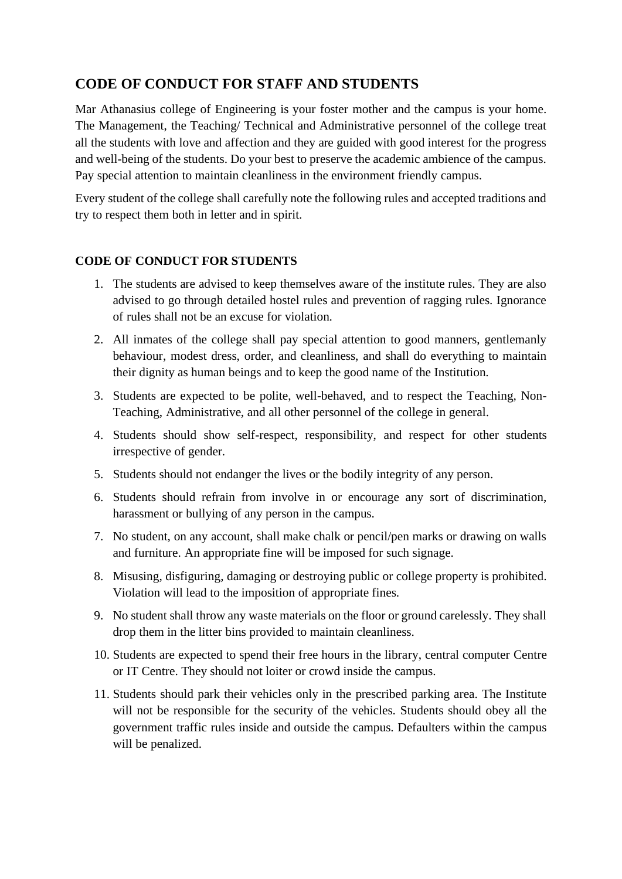## CODE OF CONDUCT FOR STAFF AND STUDENTS

Mar Athanasius college of Engineering is your foster mother and the campus is your home. The Management, the Teaching/ Technical and Administrative personnel of the college treat all the students with love and affection and they are guided with good interest for the progress and well-being of the students. Do your best to preserve the academic ambience of the campus. Pay special attention to maintain cleanliness in the environment friendly campus.

Every student of the college shall carefully note the following rules and accepted traditions and try to respect them both in letter and in spirit.

### CODE OF CONDUCT FOR STUDENTS

1. The students are advised to keep themselves aware of the institute rules. They are also advised to go through detailed hostel rules and prevention of ragging rules. Ignorance of rules shall not be an excuse for violation.
2. All inmates of the college shall pay special attention to good manners, gentlemanly behaviour, modest dress, order, and cleanliness, and shall do everything to maintain their dignity as human beings and to keep the good name of the Institution.
3. Students are expected to be polite, well-behaved, and to respect the Teaching, Non-Teaching, Administrative, and all other personnel of the college in general.
4. Students should show self-respect, responsibility, and respect for other students irrespective of gender.
5. Students should not endanger the lives or the bodily integrity of any person.
6. Students should refrain from involve in or encourage any sort of discrimination, harassment or bullying of any person in the campus.
7. No student, on any account, shall make chalk or pencil/pen marks or drawing on walls and furniture. An appropriate fine will be imposed for such signage.
8. Misusing, disfiguring, damaging or destroying public or college property is prohibited. Violation will lead to the imposition of appropriate fines.
9. No student shall throw any waste materials on the floor or ground carelessly. They shall drop them in the litter bins provided to maintain cleanliness.
10. Students are expected to spend their free hours in the library, central computer Centre or IT Centre. They should not loiter or crowd inside the campus.
11. Students should park their vehicles only in the prescribed parking area. The Institute will not be responsible for the security of the vehicles. Students should obey all the government traffic rules inside and outside the campus. Defaulters within the campus will be penalized.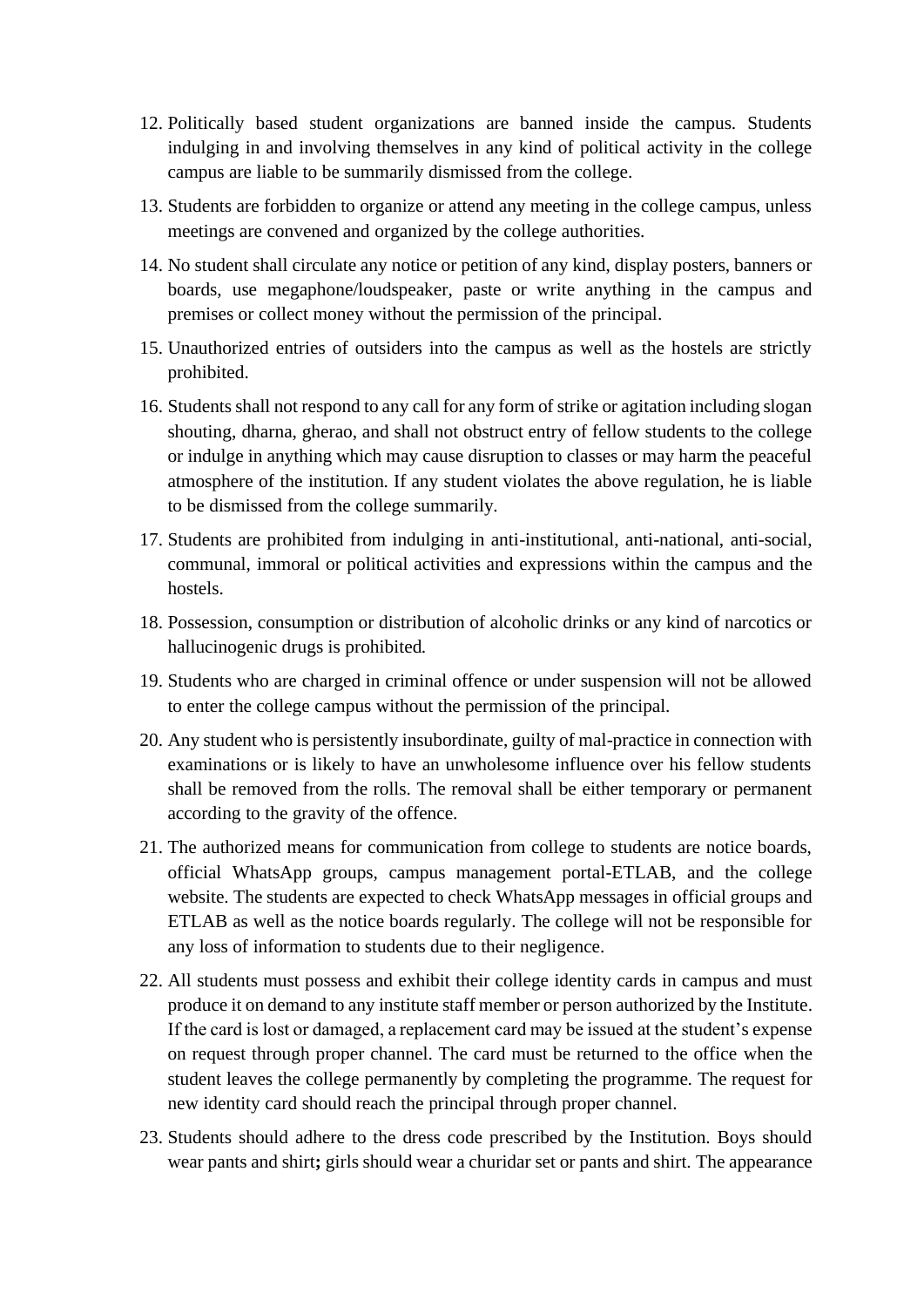12. Politically based student organizations are banned inside the campus. Students indulging in and involving themselves in any kind of political activity in the college campus are liable to be summarily dismissed from the college.
13. Students are forbidden to organize or attend any meeting in the college campus, unless meetings are convened and organized by the college authorities.
14. No student shall circulate any notice or petition of any kind, display posters, banners or boards, use megaphone/loudspeaker, paste or write anything in the campus and premises or collect money without the permission of the principal.
15. Unauthorized entries of outsiders into the campus as well as the hostels are strictly prohibited.
16. Students shall not respond to any call for any form of strike or agitation including slogan shouting, dharna, gherao, and shall not obstruct entry of fellow students to the college or indulge in anything which may cause disruption to classes or may harm the peaceful atmosphere of the institution. If any student violates the above regulation, he is liable to be dismissed from the college summarily.
17. Students are prohibited from indulging in anti-institutional, anti-national, anti-social, communal, immoral or political activities and expressions within the campus and the hostels.
18. Possession, consumption or distribution of alcoholic drinks or any kind of narcotics or hallucinogenic drugs is prohibited.
19. Students who are charged in criminal offence or under suspension will not be allowed to enter the college campus without the permission of the principal.
20. Any student who is persistently insubordinate, guilty of mal-practice in connection with examinations or is likely to have an unwholesome influence over his fellow students shall be removed from the rolls. The removal shall be either temporary or permanent according to the gravity of the offence.
21. The authorized means for communication from college to students are notice boards, official WhatsApp groups, campus management portal-ETLAB, and the college website. The students are expected to check WhatsApp messages in official groups and ETLAB as well as the notice boards regularly. The college will not be responsible for any loss of information to students due to their negligence.
22. All students must possess and exhibit their college identity cards in campus and must produce it on demand to any institute staff member or person authorized by the Institute. If the card is lost or damaged, a replacement card may be issued at the student's expense on request through proper channel. The card must be returned to the office when the student leaves the college permanently by completing the programme. The request for new identity card should reach the principal through proper channel.
23. Students should adhere to the dress code prescribed by the Institution. Boys should wear pants and shirt**;** girls should wear a churidar set or pants and shirt. The appearance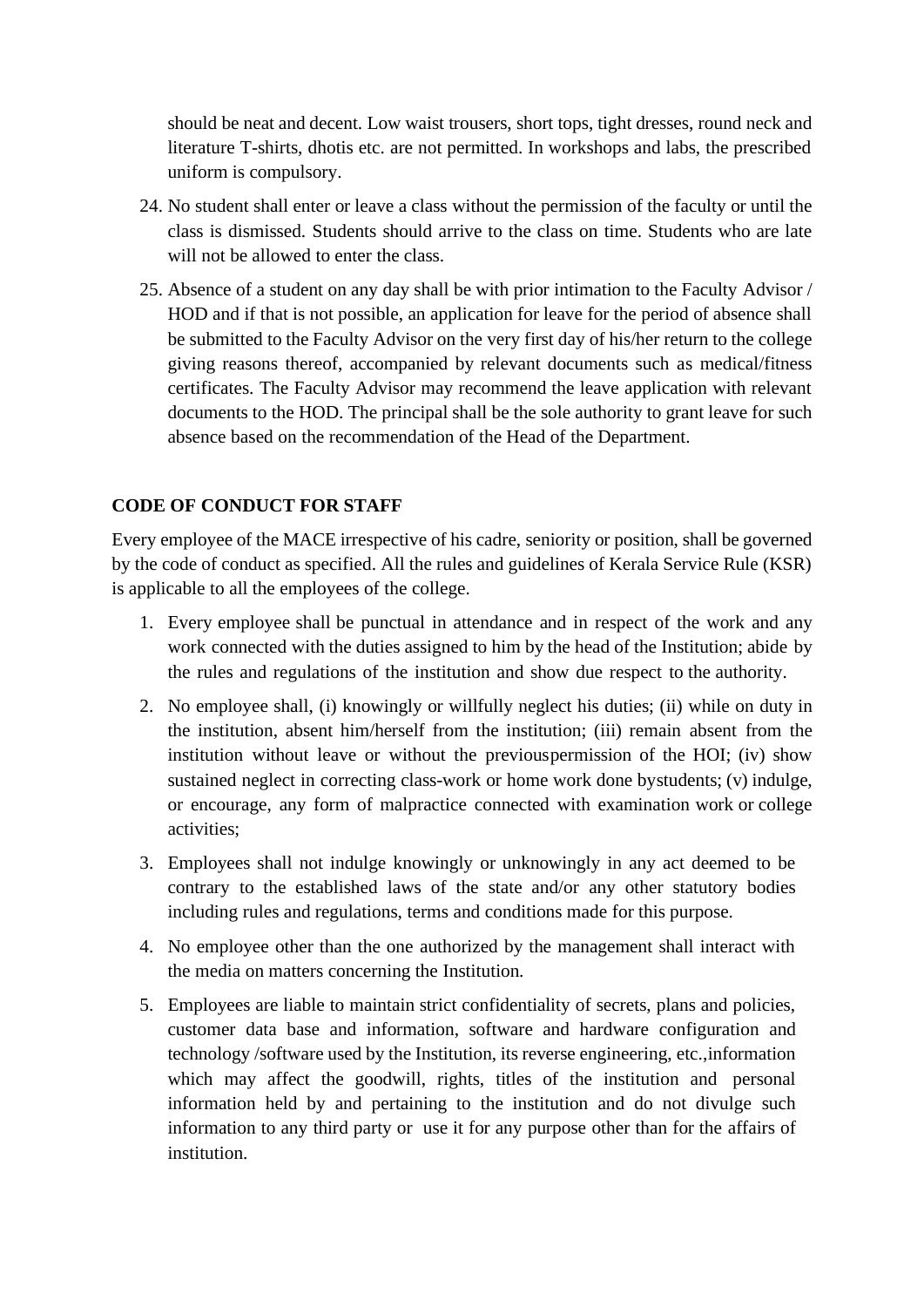should be neat and decent. Low waist trousers, short tops, tight dresses, round neck and literature T-shirts, dhotis etc. are not permitted. In workshops and labs, the prescribed uniform is compulsory.

24. No student shall enter or leave a class without the permission of the faculty or until the class is dismissed. Students should arrive to the class on time. Students who are late will not be allowed to enter the class.
25. Absence of a student on any day shall be with prior intimation to the Faculty Advisor / HOD and if that is not possible, an application for leave for the period of absence shall be submitted to the Faculty Advisor on the very first day of his/her return to the college giving reasons thereof, accompanied by relevant documents such as medical/fitness certificates. The Faculty Advisor may recommend the leave application with relevant documents to the HOD. The principal shall be the sole authority to grant leave for such absence based on the recommendation of the Head of the Department.

**CODE OF CONDUCT FOR STAFF**

Every employee of the MACE irrespective of his cadre, seniority or position, shall be governed by the code of conduct as specified. All the rules and guidelines of Kerala Service Rule (KSR) is applicable to all the employees of the college.

1. Every employee shall be punctual in attendance and in respect of the work and any work connected with the duties assigned to him by the head of the Institution; abide by the rules and regulations of the institution and show due respect to the authority.
2. No employee shall, (i) knowingly or willfully neglect his duties; (ii) while on duty in the institution, absent him/herself from the institution; (iii) remain absent from the institution without leave or without the previouspermission of the HOI; (iv) show sustained neglect in correcting class-work or home work done bystudents; (v) indulge, or encourage, any form of malpractice connected with examination work or college activities;
3. Employees shall not indulge knowingly or unknowingly in any act deemed to be contrary to the established laws of the state and/or any other statutory bodies including rules and regulations, terms and conditions made for this purpose.
4. No employee other than the one authorized by the management shall interact with the media on matters concerning the Institution.
5. Employees are liable to maintain strict confidentiality of secrets, plans and policies, customer data base and information, software and hardware configuration and technology /software used by the Institution, its reverse engineering, etc.,information which may affect the goodwill, rights, titles of the institution and personal information held by and pertaining to the institution and do not divulge such information to any third party or use it for any purpose other than for the affairs of institution.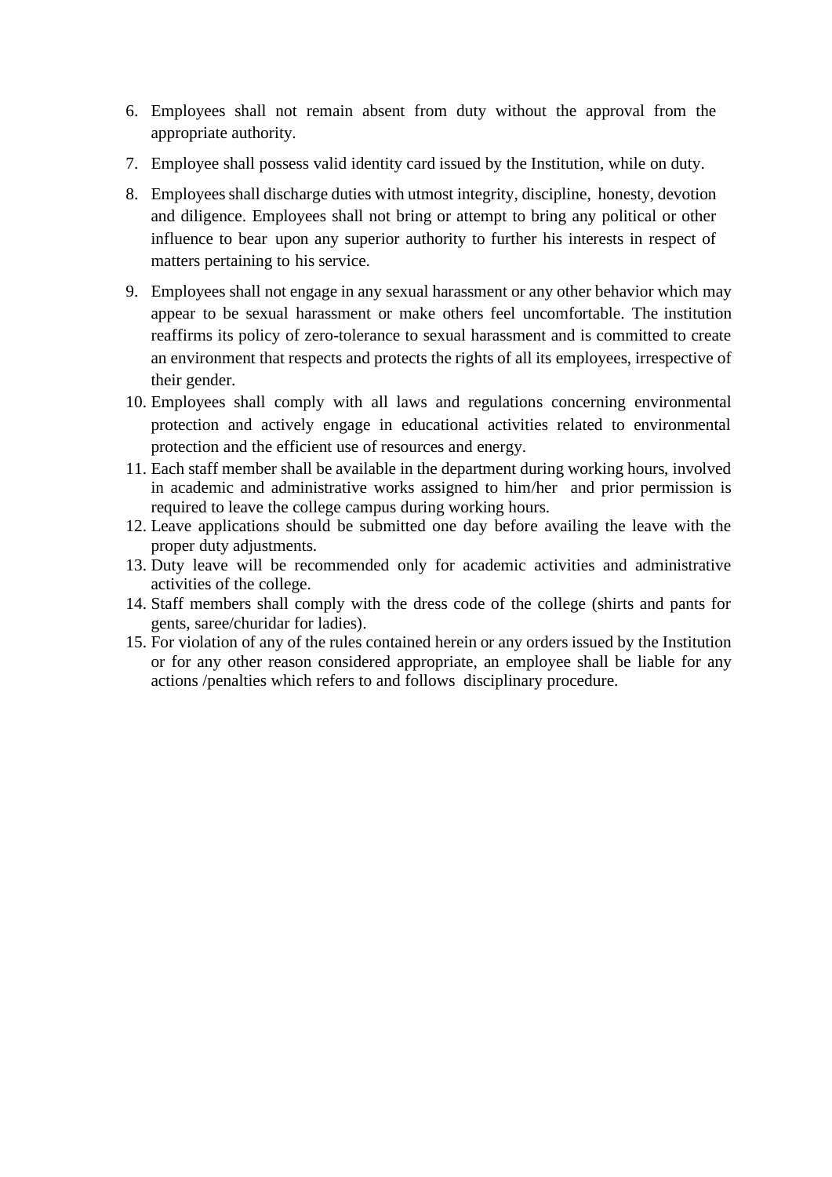6. Employees shall not remain absent from duty without the approval from the appropriate authority.
7. Employee shall possess valid identity card issued by the Institution, while on duty.
8. Employees shall discharge duties with utmost integrity, discipline, honesty, devotion and diligence. Employees shall not bring or attempt to bring any political or other influence to bear upon any superior authority to further his interests in respect of matters pertaining to his service.
9. Employees shall not engage in any sexual harassment or any other behavior which may appear to be sexual harassment or make others feel uncomfortable. The institution reaffirms its policy of zero-tolerance to sexual harassment and is committed to create an environment that respects and protects the rights of all its employees, irrespective of their gender.
10. Employees shall comply with all laws and regulations concerning environmental protection and actively engage in educational activities related to environmental protection and the efficient use of resources and energy.
11. Each staff member shall be available in the department during working hours, involved in academic and administrative works assigned to him/her and prior permission is required to leave the college campus during working hours.
12. Leave applications should be submitted one day before availing the leave with the proper duty adjustments.
13. Duty leave will be recommended only for academic activities and administrative activities of the college.
14. Staff members shall comply with the dress code of the college (shirts and pants for gents, saree/churidar for ladies).
15. For violation of any of the rules contained herein or any orders issued by the Institution or for any other reason considered appropriate, an employee shall be liable for any actions /penalties which refers to and follows disciplinary procedure.